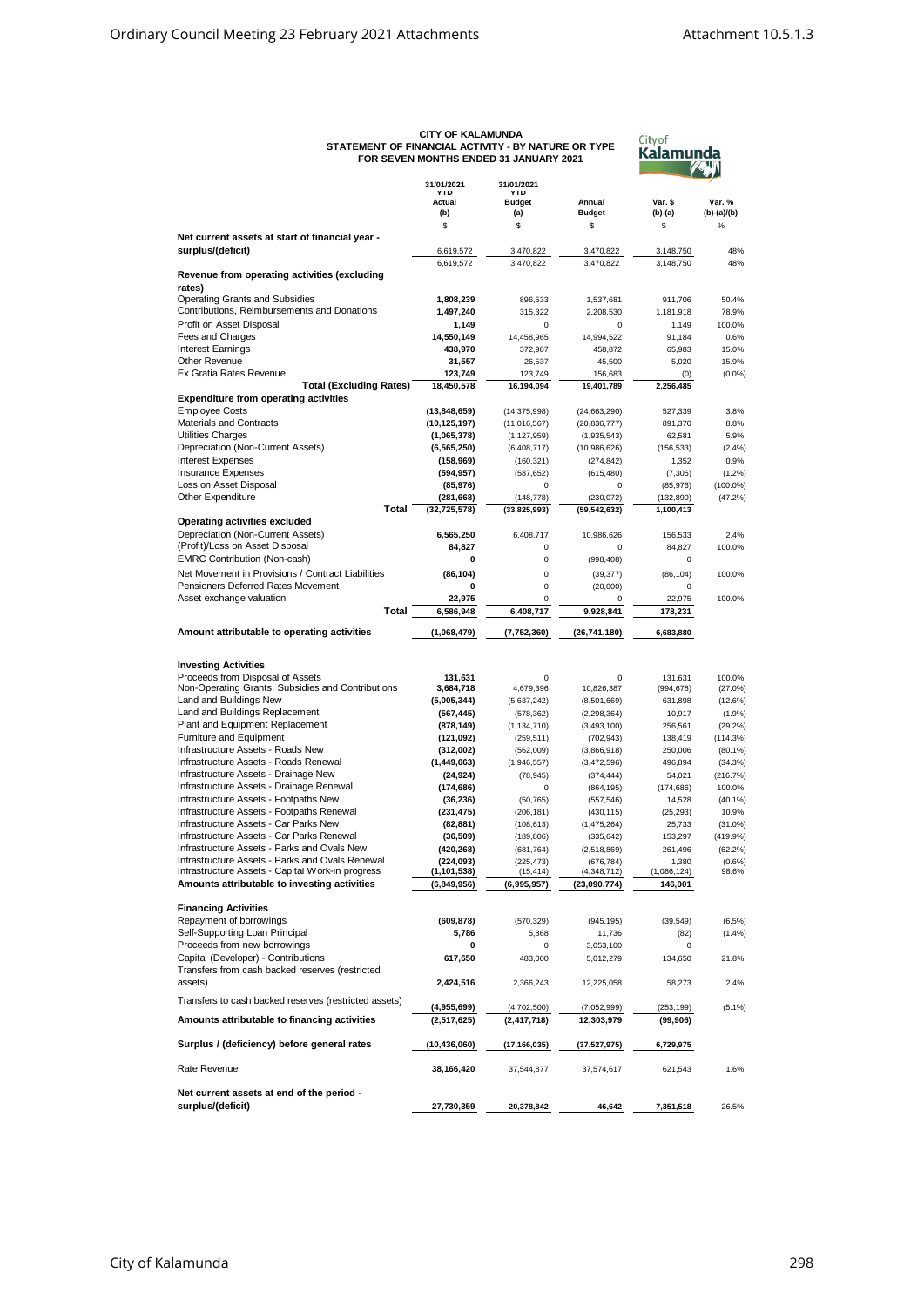# CITY OF KALAMUNDA

## STATEMENT OF FINANCIAL ACTIVITY - BY NATURE OR TYPE

### FOR SEVEN MONTHS ENDED 31 JANUARY 2021

| | 31/01/2021 YTD Actual (b) | 31/01/2021 YTD Budget (a) | Annual Budget | Var. $ (b)-(a) | Var. % (b)-(a)/(b) |
|---|---|---|---|---|---|
| | $ | $ | $ | $ | % |
| **Net current assets at start of financial year - surplus/(deficit)** | 6,619,572 | 3,470,822 | 3,470,822 | 3,148,750 | 48% |
| | 6,619,572 | 3,470,822 | 3,470,822 | 3,148,750 | 48% |
| **Revenue from operating activities (excluding rates)** | | | | | |
| Operating Grants and Subsidies | **1,808,239** | 896,533 | 1,537,681 | 911,706 | 50.4% |
| Contributions, Reimbursements and Donations | **1,497,240** | 315,322 | 2,208,530 | 1,181,918 | 78.9% |
| Profit on Asset Disposal | **1,149** | 0 | 0 | 1,149 | 100.0% |
| Fees and Charges | **14,550,149** | 14,458,965 | 14,994,522 | 91,184 | 0.6% |
| Interest Earnings | **438,970** | 372,987 | 458,872 | 65,983 | 15.0% |
| Other Revenue | **31,557** | 26,537 | 45,500 | 5,020 | 15.9% |
| Ex Gratia Rates Revenue | **123,749** | 123,749 | 156,683 | (0) | (0.0%) |
| **Total (Excluding Rates)** | **18,450,578** | **16,194,094** | **19,401,789** | **2,256,485** | |
| **Expenditure from operating activities** | | | | | |
| Employee Costs | **(13,848,659)** | (14,375,998) | (24,663,290) | 527,339 | 3.8% |
| Materials and Contracts | **(10,125,197)** | (11,016,567) | (20,836,777) | 891,370 | 8.8% |
| Utilities Charges | **(1,065,378)** | (1,127,959) | (1,935,543) | 62,581 | 5.9% |
| Depreciation (Non-Current Assets) | **(6,565,250)** | (6,408,717) | (10,986,626) | (156,533) | (2.4%) |
| Interest Expenses | **(158,969)** | (160,321) | (274,842) | 1,352 | 0.9% |
| Insurance Expenses | **(594,957)** | (587,652) | (615,480) | (7,305) | (1.2%) |
| Loss on Asset Disposal | **(85,976)** | 0 | 0 | (85,976) | (100.0%) |
| Other Expenditure | **(281,668)** | (148,778) | (230,072) | (132,890) | (47.2%) |
| **Total** | **(32,725,578)** | **(33,825,993)** | **(59,542,632)** | **1,100,413** | |
| **Operating activities excluded** | | | | | |
| Depreciation (Non-Current Assets) | **6,565,250** | 6,408,717 | 10,986,626 | 156,533 | 2.4% |
| (Profit)/Loss on Asset Disposal | **84,827** | 0 | 0 | 84,827 | 100.0% |
| EMRC Contribution (Non-cash) | **0** | 0 | (998,408) | 0 | |
| Net Movement in Provisions / Contract Liabilities | **(86,104)** | 0 | (39,377) | (86,104) | 100.0% |
| Pensioners Deferred Rates Movement | **0** | 0 | (20,000) | 0 | |
| Asset exchange valuation | **22,975** | 0 | 0 | 22,975 | 100.0% |
| **Total** | **6,586,948** | **6,408,717** | **9,928,841** | **178,231** | |
| **Amount attributable to operating activities** | **(1,068,479)** | **(7,752,360)** | **(26,741,180)** | **6,683,880** | |
| **Investing Activities** | | | | | |
| Proceeds from Disposal of Assets | **131,631** | 0 | 0 | 131,631 | 100.0% |
| Non-Operating Grants, Subsidies and Contributions | **3,684,718** | 4,679,396 | 10,826,387 | (994,678) | (27.0%) |
| Land and Buildings New | **(5,005,344)** | (5,637,242) | (8,501,669) | 631,898 | (12.6%) |
| Land and Buildings Replacement | **(567,445)** | (578,362) | (2,298,364) | 10,917 | (1.9%) |
| Plant and Equipment Replacement | **(878,149)** | (1,134,710) | (3,493,100) | 256,561 | (29.2%) |
| Furniture and Equipment | **(121,092)** | (259,511) | (702,943) | 138,419 | (114.3%) |
| Infrastructure Assets - Roads New | **(312,002)** | (562,009) | (3,866,918) | 250,006 | (80.1%) |
| Infrastructure Assets - Roads Renewal | **(1,449,663)** | (1,946,557) | (3,472,596) | 496,894 | (34.3%) |
| Infrastructure Assets - Drainage New | **(24,924)** | (78,945) | (374,444) | 54,021 | (216.7%) |
| Infrastructure Assets - Drainage Renewal | **(174,686)** | 0 | (864,195) | (174,686) | 100.0% |
| Infrastructure Assets - Footpaths New | **(36,236)** | (50,765) | (557,546) | 14,528 | (40.1%) |
| Infrastructure Assets - Footpaths Renewal | **(231,475)** | (206,181) | (430,115) | (25,293) | 10.9% |
| Infrastructure Assets - Car Parks New | **(82,881)** | (108,613) | (1,475,264) | 25,733 | (31.0%) |
| Infrastructure Assets - Car Parks Renewal | **(36,509)** | (189,806) | (335,642) | 153,297 | (419.9%) |
| Infrastructure Assets - Parks and Ovals New | **(420,268)** | (681,764) | (2,518,869) | 261,496 | (62.2%) |
| Infrastructure Assets - Parks and Ovals Renewal | **(224,093)** | (225,473) | (676,784) | 1,380 | (0.6%) |
| Infrastructure Assets - Capital Work-in progress | **(1,101,538)** | (15,414) | (4,348,712) | (1,086,124) | 98.6% |
| **Amounts attributable to investing activities** | **(6,849,956)** | **(6,995,957)** | **(23,090,774)** | **146,001** | |
| **Financing Activities** | | | | | |
| Repayment of borrowings | **(609,878)** | (570,329) | (945,195) | (39,549) | (6.5%) |
| Self-Supporting Loan Principal | **5,786** | 5,868 | 11,736 | (82) | (1.4%) |
| Proceeds from new borrowings | **0** | 0 | 3,053,100 | 0 | |
| Capital (Developer) - Contributions | **617,650** | 483,000 | 5,012,279 | 134,650 | 21.8% |
| Transfers from cash backed reserves (restricted assets) | **2,424,516** | 2,366,243 | 12,225,058 | 58,273 | 2.4% |
| Transfers to cash backed reserves (restricted assets) | **(4,955,699)** | (4,702,500) | (7,052,999) | (253,199) | (5.1%) |
| **Amounts attributable to financing activities** | **(2,517,625)** | **(2,417,718)** | **12,303,979** | **(99,906)** | |
| **Surplus / (deficiency) before general rates** | **(10,436,060)** | **(17,166,035)** | **(37,527,975)** | **6,729,975** | |
| Rate Revenue | **38,166,420** | 37,544,877 | 37,574,617 | 621,543 | 1.6% |
| **Net current assets at end of the period - surplus/(deficit)** | **27,730,359** | **20,378,842** | **46,642** | **7,351,518** | 26.5% |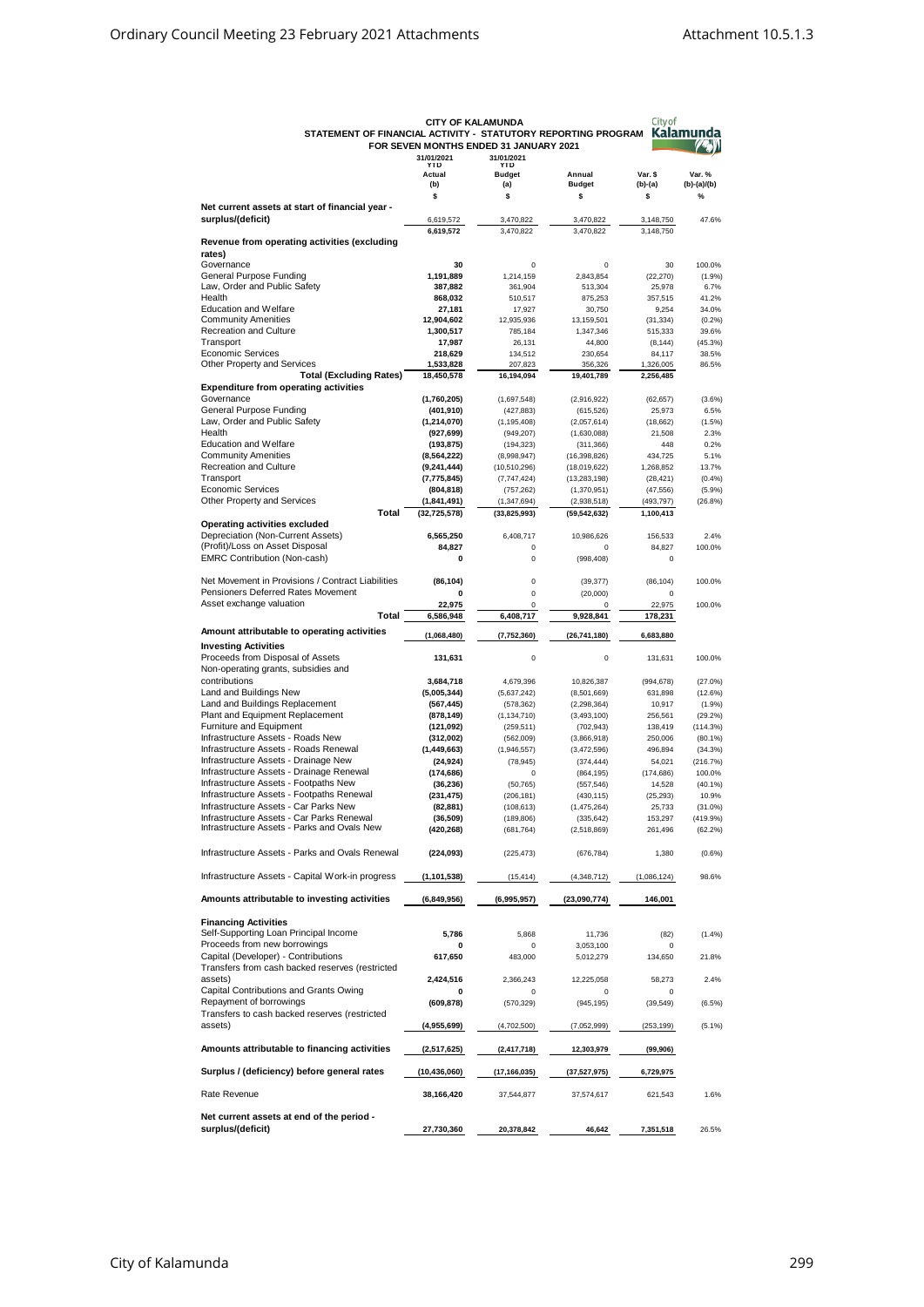# CITY OF KALAMUNDA

## STATEMENT OF FINANCIAL ACTIVITY - STATUTORY REPORTING PROGRAM

### FOR SEVEN MONTHS ENDED 31 JANUARY 2021

| | 31/01/2021 YTD Actual (b) | 31/01/2021 YTD Budget (a) | Annual Budget | Var. $ (b)-(a) | Var. % (b)-(a)/(b) |
|---|---|---|---|---|---|
| | $ | $ | $ | $ | % |
| **Net current assets at start of financial year - surplus/(deficit)** | 6,619,572 | 3,470,822 | 3,470,822 | 3,148,750 | 47.6% |
| | 6,619,572 | 3,470,822 | 3,470,822 | 3,148,750 | |
| **Revenue from operating activities (excluding rates)** | | | | | |
| Governance | **30** | 0 | 0 | 30 | 100.0% |
| General Purpose Funding | **1,191,889** | 1,214,159 | 2,843,854 | (22,270) | (1.9%) |
| Law, Order and Public Safety | **387,882** | 361,904 | 513,304 | 25,978 | 6.7% |
| Health | **868,032** | 510,517 | 875,253 | 357,515 | 41.2% |
| Education and Welfare | **27,181** | 17,927 | 30,750 | 9,254 | 34.0% |
| Community Amenities | **12,904,602** | 12,935,936 | 13,159,501 | (31,334) | (0.2%) |
| Recreation and Culture | **1,300,517** | 785,184 | 1,347,346 | 515,333 | 39.6% |
| Transport | **17,987** | 26,131 | 44,800 | (8,144) | (45.3%) |
| Economic Services | **218,629** | 134,512 | 230,654 | 84,117 | 38.5% |
| Other Property and Services | **1,533,828** | 207,823 | 356,326 | 1,326,005 | 86.5% |
| **Total (Excluding Rates)** | **18,450,578** | 16,194,094 | 19,401,789 | 2,256,485 | |
| **Expenditure from operating activities** | | | | | |
| Governance | **(1,760,205)** | (1,697,548) | (2,916,922) | (62,657) | (3.6%) |
| General Purpose Funding | **(401,910)** | (427,883) | (615,526) | 25,973 | 6.5% |
| Law, Order and Public Safety | **(1,214,070)** | (1,195,408) | (2,057,614) | (18,662) | (1.5%) |
| Health | **(927,699)** | (949,207) | (1,630,088) | 21,508 | 2.3% |
| Education and Welfare | **(193,875)** | (194,323) | (311,366) | 448 | 0.2% |
| Community Amenities | **(8,564,222)** | (8,998,947) | (16,398,826) | 434,725 | 5.1% |
| Recreation and Culture | **(9,241,444)** | (10,510,296) | (18,019,622) | 1,268,852 | 13.7% |
| Transport | **(7,775,845)** | (7,747,424) | (13,283,198) | (28,421) | (0.4%) |
| Economic Services | **(804,818)** | (757,262) | (1,370,951) | (47,556) | (5.9%) |
| Other Property and Services | **(1,841,491)** | (1,347,694) | (2,938,518) | (493,797) | (26.8%) |
| **Total** | **(32,725,578)** | (33,825,993) | (59,542,632) | 1,100,413 | |
| **Operating activities excluded** | | | | | |
| Depreciation (Non-Current Assets) | **6,565,250** | 6,408,717 | 10,986,626 | 156,533 | 2.4% |
| (Profit)/Loss on Asset Disposal | **84,827** | 0 | 0 | 84,827 | 100.0% |
| EMRC Contribution (Non-cash) | **0** | 0 | (998,408) | 0 | |
| Net Movement in Provisions / Contract Liabilities | **(86,104)** | 0 | (39,377) | (86,104) | 100.0% |
| Pensioners Deferred Rates Movement | **0** | 0 | (20,000) | 0 | |
| Asset exchange valuation | **22,975** | 0 | 0 | 22,975 | 100.0% |
| **Total** | **6,586,948** | 6,408,717 | 9,928,841 | 178,231 | |
| **Amount attributable to operating activities** | **(1,068,480)** | (7,752,360) | (26,741,180) | 6,683,880 | |
| **Investing Activities** | | | | | |
| Proceeds from Disposal of Assets | **131,631** | 0 | 0 | 131,631 | 100.0% |
| Non-operating grants, subsidies and contributions | **3,684,718** | 4,679,396 | 10,826,387 | (994,678) | (27.0%) |
| Land and Buildings New | **(5,005,344)** | (5,637,242) | (8,501,669) | 631,898 | (12.6%) |
| Land and Buildings Replacement | **(567,445)** | (578,362) | (2,298,364) | 10,917 | (1.9%) |
| Plant and Equipment Replacement | **(878,149)** | (1,134,710) | (3,493,100) | 256,561 | (29.2%) |
| Furniture and Equipment | **(121,092)** | (259,511) | (702,943) | 138,419 | (114.3%) |
| Infrastructure Assets - Roads New | **(312,002)** | (562,009) | (3,866,918) | 250,006 | (80.1%) |
| Infrastructure Assets - Roads Renewal | **(1,449,663)** | (1,946,557) | (3,472,596) | 496,894 | (34.3%) |
| Infrastructure Assets - Drainage New | **(24,924)** | (78,945) | (374,444) | 54,021 | (216.7%) |
| Infrastructure Assets - Drainage Renewal | **(174,686)** | 0 | (864,195) | (174,686) | 100.0% |
| Infrastructure Assets - Footpaths New | **(36,236)** | (50,765) | (557,546) | 14,528 | (40.1%) |
| Infrastructure Assets - Footpaths Renewal | **(231,475)** | (206,181) | (430,115) | (25,293) | 10.9% |
| Infrastructure Assets - Car Parks New | **(82,881)** | (108,613) | (1,475,264) | 25,733 | (31.0%) |
| Infrastructure Assets - Car Parks Renewal | **(36,509)** | (189,806) | (335,642) | 153,297 | (419.9%) |
| Infrastructure Assets - Parks and Ovals New | **(420,268)** | (681,764) | (2,518,869) | 261,496 | (62.2%) |
| Infrastructure Assets - Parks and Ovals Renewal | **(224,093)** | (225,473) | (676,784) | 1,380 | (0.6%) |
| Infrastructure Assets - Capital Work-in progress | **(1,101,538)** | (15,414) | (4,348,712) | (1,086,124) | 98.6% |
| **Amounts attributable to investing activities** | **(6,849,956)** | (6,995,957) | (23,090,774) | 146,001 | |
| **Financing Activities** | | | | | |
| Self-Supporting Loan Principal Income | **5,786** | 5,868 | 11,736 | (82) | (1.4%) |
| Proceeds from new borrowings | **0** | 0 | 3,053,100 | 0 | |
| Capital (Developer) - Contributions | **617,650** | 483,000 | 5,012,279 | 134,650 | 21.8% |
| Transfers from cash backed reserves (restricted assets) | **2,424,516** | 2,366,243 | 12,225,058 | 58,273 | 2.4% |
| Capital Contributions and Grants Owing | **0** | 0 | 0 | 0 | |
| Repayment of borrowings | **(609,878)** | (570,329) | (945,195) | (39,549) | (6.5%) |
| Transfers to cash backed reserves (restricted assets) | **(4,955,699)** | (4,702,500) | (7,052,999) | (253,199) | (5.1%) |
| **Amounts attributable to financing activities** | **(2,517,625)** | (2,417,718) | 12,303,979 | (99,906) | |
| **Surplus / (deficiency) before general rates** | **(10,436,060)** | (17,166,035) | (37,527,975) | 6,729,975 | |
| Rate Revenue | **38,166,420** | 37,544,877 | 37,574,617 | 621,543 | 1.6% |
| **Net current assets at end of the period - surplus/(deficit)** | **27,730,360** | 20,378,842 | 46,642 | 7,351,518 | 26.5% |